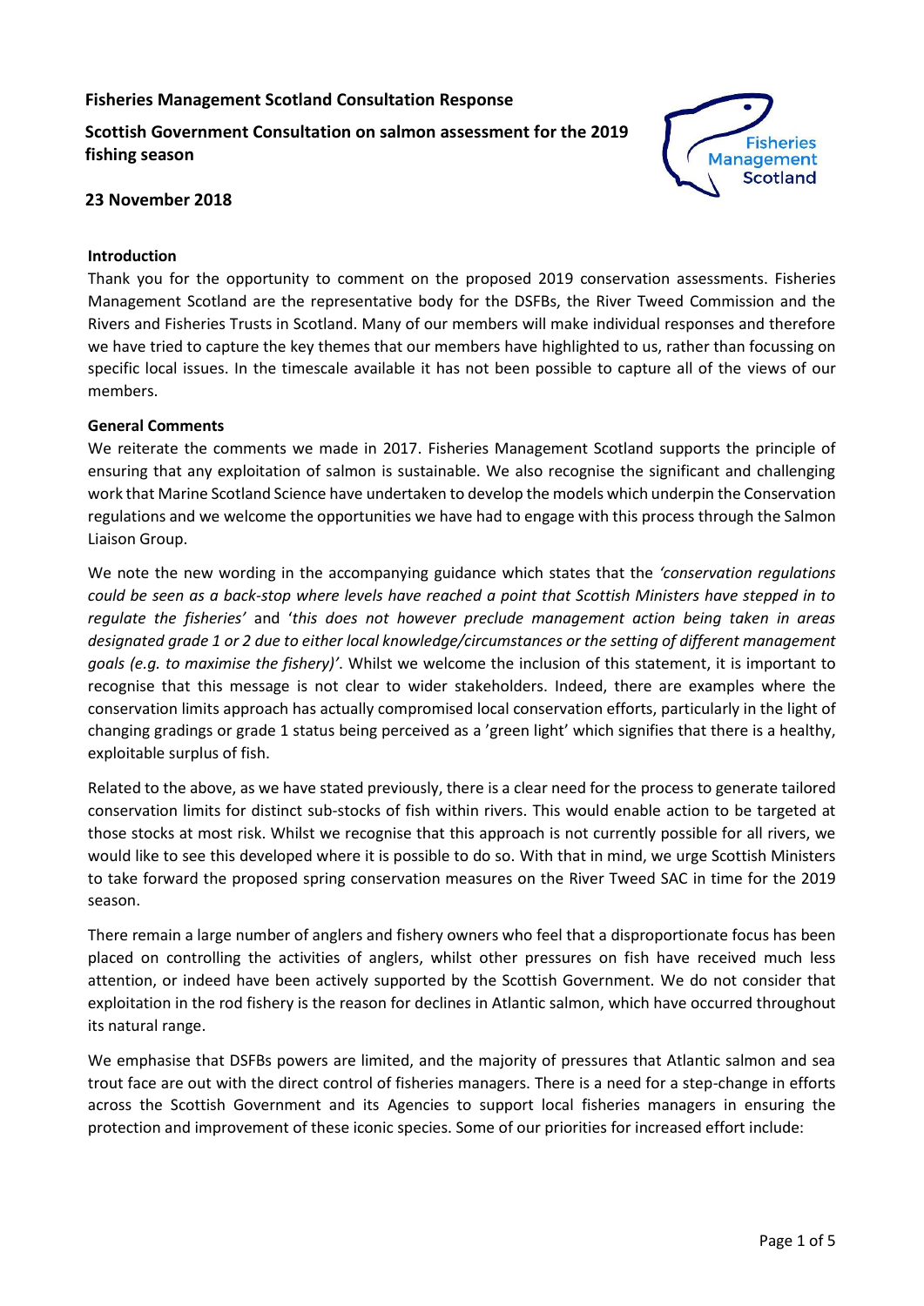**Fisheries Management Scotland Consultation Response**

**Scottish Government Consultation on salmon assessment for the 2019 fishing season**

**23 November 2018**

**Introduction**

Thank you for the opportunity to comment on the proposed 2019 conservation assessments. Fisheries Management Scotland are the representative body for the DSFBs, the River Tweed Commission and the Rivers and Fisheries Trusts in Scotland. Many of our members will make individual responses and therefore we have tried to capture the key themes that our members have highlighted to us, rather than focussing on specific local issues. In the timescale available it has not been possible to capture all of the views of our members.

**General Comments**

We reiterate the comments we made in 2017. Fisheries Management Scotland supports the principle of ensuring that any exploitation of salmon is sustainable. We also recognise the significant and challenging work that Marine Scotland Science have undertaken to develop the models which underpin the Conservation regulations and we welcome the opportunities we have had to engage with this process through the Salmon Liaison Group.

We note the new wording in the accompanying guidance which states that the *'conservation regulations could be seen as a back-stop where levels have reached a point that Scottish Ministers have stepped in to regulate the fisheries'* and '*this does not however preclude management action being taken in areas designated grade 1 or 2 due to either local knowledge/circumstances or the setting of different management goals (e.g. to maximise the fishery)'*. Whilst we welcome the inclusion of this statement, it is important to recognise that this message is not clear to wider stakeholders. Indeed, there are examples where the conservation limits approach has actually compromised local conservation efforts, particularly in the light of changing gradings or grade 1 status being perceived as a 'green light' which signifies that there is a healthy, exploitable surplus of fish.

Related to the above, as we have stated previously, there is a clear need for the process to generate tailored conservation limits for distinct sub-stocks of fish within rivers. This would enable action to be targeted at those stocks at most risk. Whilst we recognise that this approach is not currently possible for all rivers, we would like to see this developed where it is possible to do so. With that in mind, we urge Scottish Ministers to take forward the proposed spring conservation measures on the River Tweed SAC in time for the 2019 season.

There remain a large number of anglers and fishery owners who feel that a disproportionate focus has been placed on controlling the activities of anglers, whilst other pressures on fish have received much less attention, or indeed have been actively supported by the Scottish Government. We do not consider that exploitation in the rod fishery is the reason for declines in Atlantic salmon, which have occurred throughout its natural range.

We emphasise that DSFBs powers are limited, and the majority of pressures that Atlantic salmon and sea trout face are out with the direct control of fisheries managers. There is a need for a step-change in efforts across the Scottish Government and its Agencies to support local fisheries managers in ensuring the protection and improvement of these iconic species. Some of our priorities for increased effort include: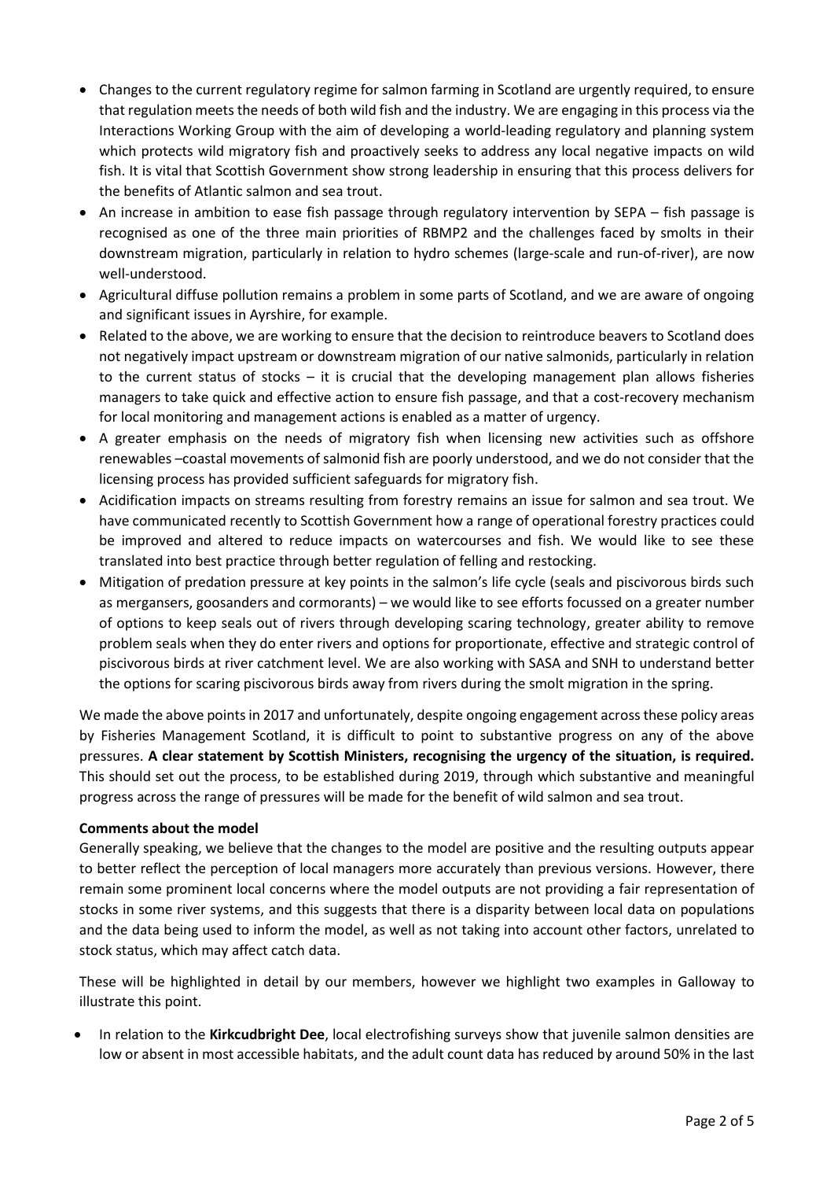- Changes to the current regulatory regime for salmon farming in Scotland are urgently required, to ensure that regulation meets the needs of both wild fish and the industry. We are engaging in this process via the Interactions Working Group with the aim of developing a world-leading regulatory and planning system which protects wild migratory fish and proactively seeks to address any local negative impacts on wild fish. It is vital that Scottish Government show strong leadership in ensuring that this process delivers for the benefits of Atlantic salmon and sea trout.
- An increase in ambition to ease fish passage through regulatory intervention by SEPA – fish passage is recognised as one of the three main priorities of RBMP2 and the challenges faced by smolts in their downstream migration, particularly in relation to hydro schemes (large-scale and run-of-river), are now well-understood.
- Agricultural diffuse pollution remains a problem in some parts of Scotland, and we are aware of ongoing and significant issues in Ayrshire, for example.
- Related to the above, we are working to ensure that the decision to reintroduce beavers to Scotland does not negatively impact upstream or downstream migration of our native salmonids, particularly in relation to the current status of stocks – it is crucial that the developing management plan allows fisheries managers to take quick and effective action to ensure fish passage, and that a cost-recovery mechanism for local monitoring and management actions is enabled as a matter of urgency.
- A greater emphasis on the needs of migratory fish when licensing new activities such as offshore renewables –coastal movements of salmonid fish are poorly understood, and we do not consider that the licensing process has provided sufficient safeguards for migratory fish.
- Acidification impacts on streams resulting from forestry remains an issue for salmon and sea trout. We have communicated recently to Scottish Government how a range of operational forestry practices could be improved and altered to reduce impacts on watercourses and fish. We would like to see these translated into best practice through better regulation of felling and restocking.
- Mitigation of predation pressure at key points in the salmon's life cycle (seals and piscivorous birds such as mergansers, goosanders and cormorants) – we would like to see efforts focussed on a greater number of options to keep seals out of rivers through developing scaring technology, greater ability to remove problem seals when they do enter rivers and options for proportionate, effective and strategic control of piscivorous birds at river catchment level. We are also working with SASA and SNH to understand better the options for scaring piscivorous birds away from rivers during the smolt migration in the spring.

We made the above points in 2017 and unfortunately, despite ongoing engagement across these policy areas by Fisheries Management Scotland, it is difficult to point to substantive progress on any of the above pressures. **A clear statement by Scottish Ministers, recognising the urgency of the situation, is required.** This should set out the process, to be established during 2019, through which substantive and meaningful progress across the range of pressures will be made for the benefit of wild salmon and sea trout.

**Comments about the model**

Generally speaking, we believe that the changes to the model are positive and the resulting outputs appear to better reflect the perception of local managers more accurately than previous versions. However, there remain some prominent local concerns where the model outputs are not providing a fair representation of stocks in some river systems, and this suggests that there is a disparity between local data on populations and the data being used to inform the model, as well as not taking into account other factors, unrelated to stock status, which may affect catch data.

These will be highlighted in detail by our members, however we highlight two examples in Galloway to illustrate this point.

- In relation to the **Kirkcudbright Dee**, local electrofishing surveys show that juvenile salmon densities are low or absent in most accessible habitats, and the adult count data has reduced by around 50% in the last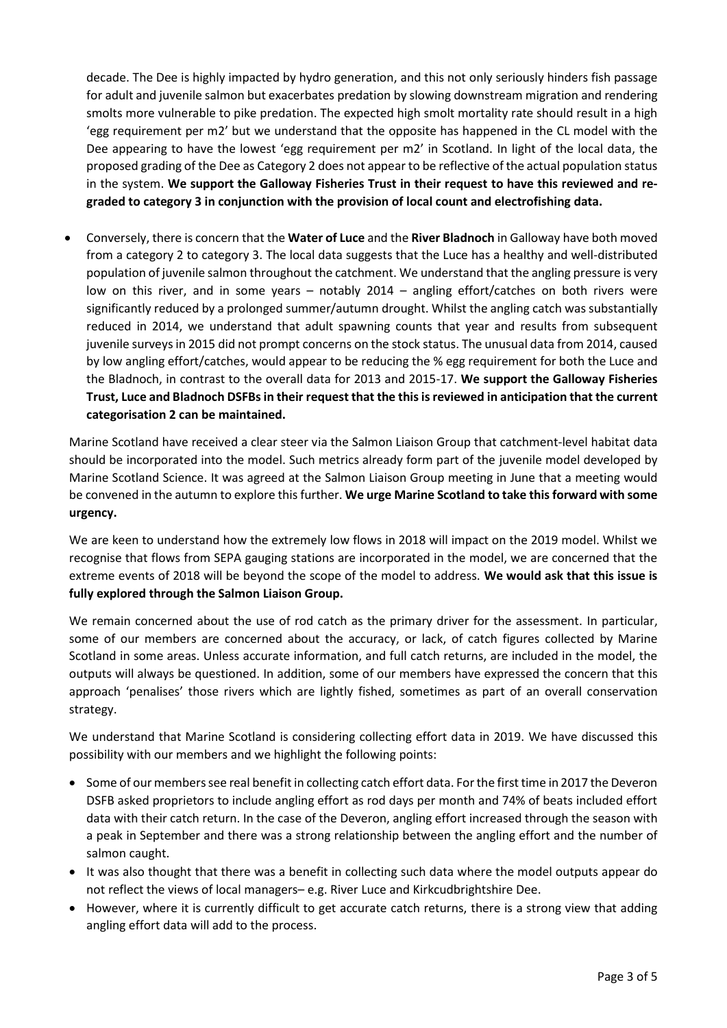decade. The Dee is highly impacted by hydro generation, and this not only seriously hinders fish passage for adult and juvenile salmon but exacerbates predation by slowing downstream migration and rendering smolts more vulnerable to pike predation. The expected high smolt mortality rate should result in a high 'egg requirement per m2' but we understand that the opposite has happened in the CL model with the Dee appearing to have the lowest 'egg requirement per m2' in Scotland. In light of the local data, the proposed grading of the Dee as Category 2 does not appear to be reflective of the actual population status in the system. **We support the Galloway Fisheries Trust in their request to have this reviewed and re-graded to category 3 in conjunction with the provision of local count and electrofishing data.**

- Conversely, there is concern that the **Water of Luce** and the **River Bladnoch** in Galloway have both moved from a category 2 to category 3. The local data suggests that the Luce has a healthy and well-distributed population of juvenile salmon throughout the catchment. We understand that the angling pressure is very low on this river, and in some years – notably 2014 – angling effort/catches on both rivers were significantly reduced by a prolonged summer/autumn drought. Whilst the angling catch was substantially reduced in 2014, we understand that adult spawning counts that year and results from subsequent juvenile surveys in 2015 did not prompt concerns on the stock status. The unusual data from 2014, caused by low angling effort/catches, would appear to be reducing the % egg requirement for both the Luce and the Bladnoch, in contrast to the overall data for 2013 and 2015-17. **We support the Galloway Fisheries Trust, Luce and Bladnoch DSFBs in their request that the this is reviewed in anticipation that the current categorisation 2 can be maintained.**

Marine Scotland have received a clear steer via the Salmon Liaison Group that catchment-level habitat data should be incorporated into the model. Such metrics already form part of the juvenile model developed by Marine Scotland Science. It was agreed at the Salmon Liaison Group meeting in June that a meeting would be convened in the autumn to explore this further. **We urge Marine Scotland to take this forward with some urgency.**

We are keen to understand how the extremely low flows in 2018 will impact on the 2019 model. Whilst we recognise that flows from SEPA gauging stations are incorporated in the model, we are concerned that the extreme events of 2018 will be beyond the scope of the model to address. **We would ask that this issue is fully explored through the Salmon Liaison Group.**

We remain concerned about the use of rod catch as the primary driver for the assessment. In particular, some of our members are concerned about the accuracy, or lack, of catch figures collected by Marine Scotland in some areas. Unless accurate information, and full catch returns, are included in the model, the outputs will always be questioned. In addition, some of our members have expressed the concern that this approach 'penalises' those rivers which are lightly fished, sometimes as part of an overall conservation strategy.

We understand that Marine Scotland is considering collecting effort data in 2019. We have discussed this possibility with our members and we highlight the following points:

- Some of our members see real benefit in collecting catch effort data. For the first time in 2017 the Deveron DSFB asked proprietors to include angling effort as rod days per month and 74% of beats included effort data with their catch return. In the case of the Deveron, angling effort increased through the season with a peak in September and there was a strong relationship between the angling effort and the number of salmon caught.
- It was also thought that there was a benefit in collecting such data where the model outputs appear do not reflect the views of local managers– e.g. River Luce and Kirkcudbrightshire Dee.
- However, where it is currently difficult to get accurate catch returns, there is a strong view that adding angling effort data will add to the process.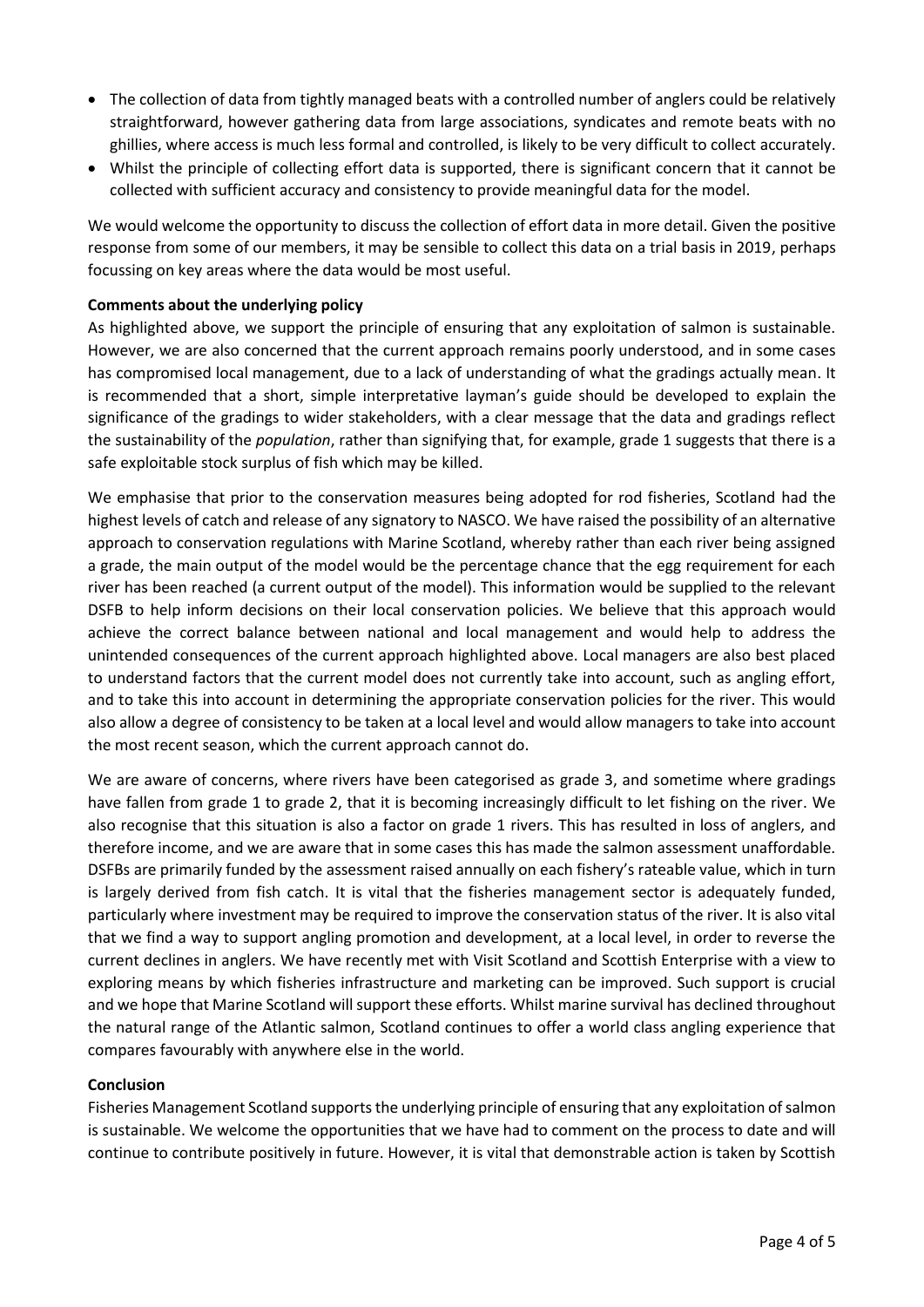- The collection of data from tightly managed beats with a controlled number of anglers could be relatively straightforward, however gathering data from large associations, syndicates and remote beats with no ghillies, where access is much less formal and controlled, is likely to be very difficult to collect accurately.
- Whilst the principle of collecting effort data is supported, there is significant concern that it cannot be collected with sufficient accuracy and consistency to provide meaningful data for the model.

We would welcome the opportunity to discuss the collection of effort data in more detail. Given the positive response from some of our members, it may be sensible to collect this data on a trial basis in 2019, perhaps focussing on key areas where the data would be most useful.

**Comments about the underlying policy**

As highlighted above, we support the principle of ensuring that any exploitation of salmon is sustainable. However, we are also concerned that the current approach remains poorly understood, and in some cases has compromised local management, due to a lack of understanding of what the gradings actually mean. It is recommended that a short, simple interpretative layman's guide should be developed to explain the significance of the gradings to wider stakeholders, with a clear message that the data and gradings reflect the sustainability of the *population*, rather than signifying that, for example, grade 1 suggests that there is a safe exploitable stock surplus of fish which may be killed.

We emphasise that prior to the conservation measures being adopted for rod fisheries, Scotland had the highest levels of catch and release of any signatory to NASCO. We have raised the possibility of an alternative approach to conservation regulations with Marine Scotland, whereby rather than each river being assigned a grade, the main output of the model would be the percentage chance that the egg requirement for each river has been reached (a current output of the model). This information would be supplied to the relevant DSFB to help inform decisions on their local conservation policies. We believe that this approach would achieve the correct balance between national and local management and would help to address the unintended consequences of the current approach highlighted above. Local managers are also best placed to understand factors that the current model does not currently take into account, such as angling effort, and to take this into account in determining the appropriate conservation policies for the river. This would also allow a degree of consistency to be taken at a local level and would allow managers to take into account the most recent season, which the current approach cannot do.

We are aware of concerns, where rivers have been categorised as grade 3, and sometime where gradings have fallen from grade 1 to grade 2, that it is becoming increasingly difficult to let fishing on the river. We also recognise that this situation is also a factor on grade 1 rivers. This has resulted in loss of anglers, and therefore income, and we are aware that in some cases this has made the salmon assessment unaffordable. DSFBs are primarily funded by the assessment raised annually on each fishery's rateable value, which in turn is largely derived from fish catch. It is vital that the fisheries management sector is adequately funded, particularly where investment may be required to improve the conservation status of the river. It is also vital that we find a way to support angling promotion and development, at a local level, in order to reverse the current declines in anglers. We have recently met with Visit Scotland and Scottish Enterprise with a view to exploring means by which fisheries infrastructure and marketing can be improved. Such support is crucial and we hope that Marine Scotland will support these efforts. Whilst marine survival has declined throughout the natural range of the Atlantic salmon, Scotland continues to offer a world class angling experience that compares favourably with anywhere else in the world.

**Conclusion**

Fisheries Management Scotland supports the underlying principle of ensuring that any exploitation of salmon is sustainable. We welcome the opportunities that we have had to comment on the process to date and will continue to contribute positively in future. However, it is vital that demonstrable action is taken by Scottish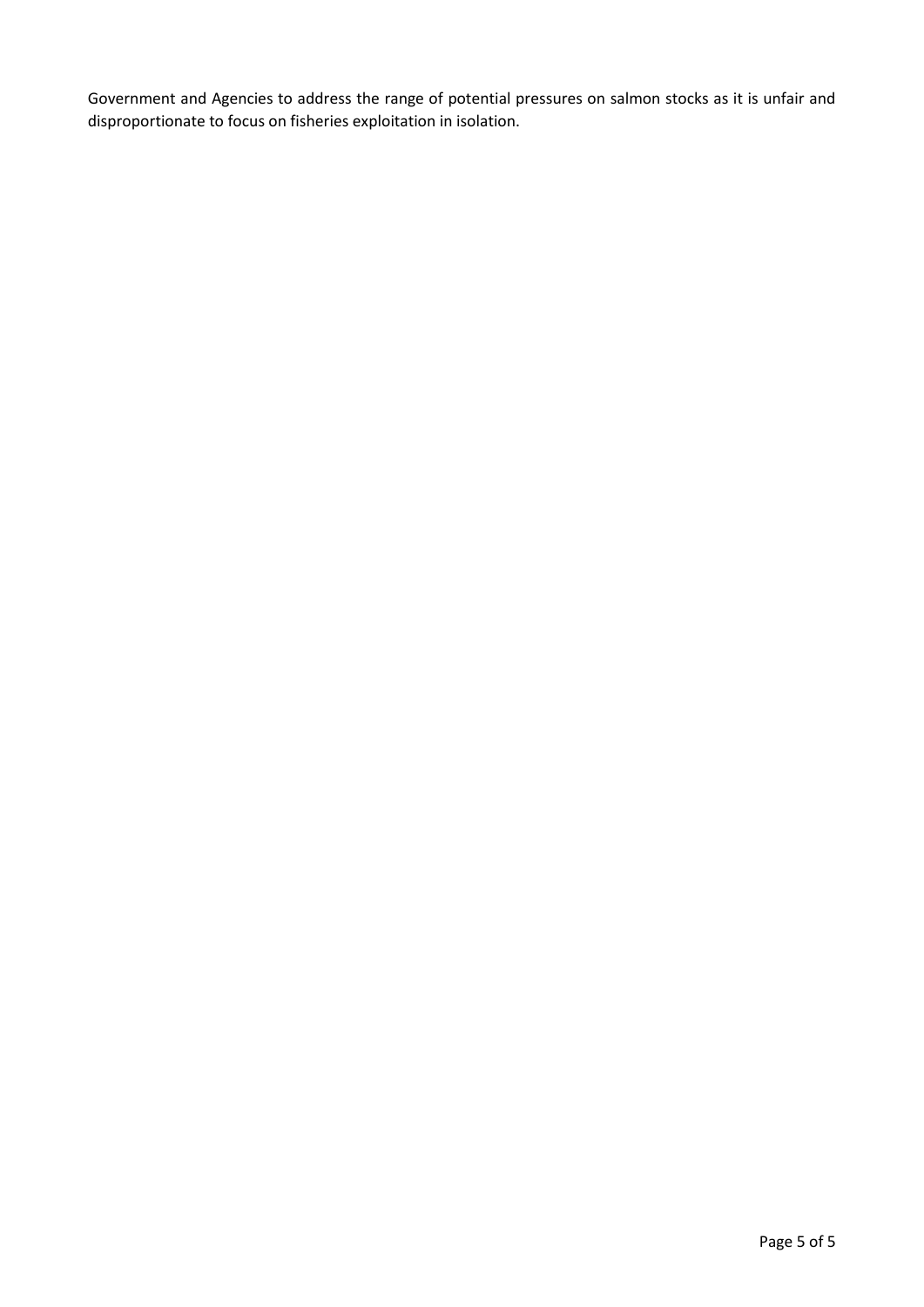Government and Agencies to address the range of potential pressures on salmon stocks as it is unfair and disproportionate to focus on fisheries exploitation in isolation.